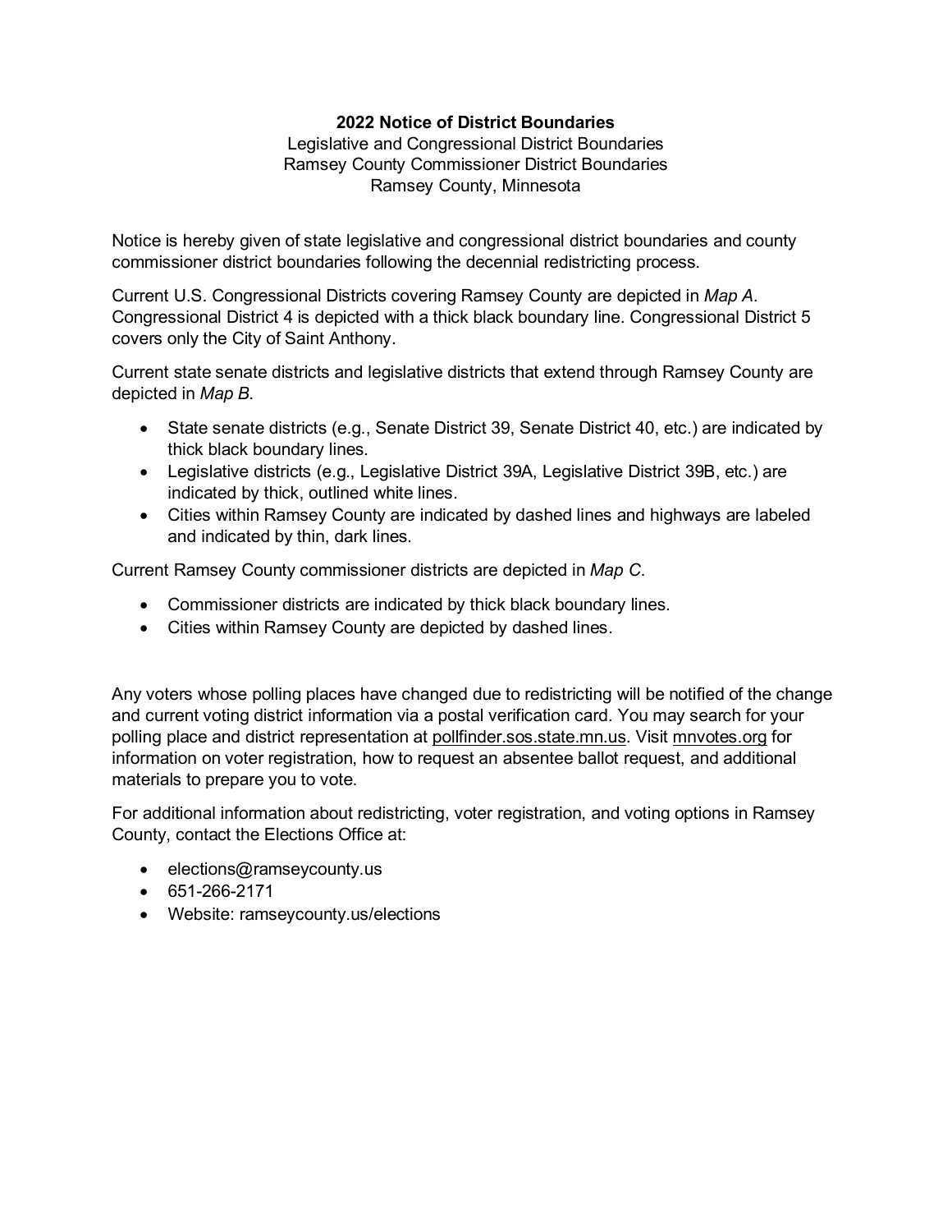**2022 Notice of District Boundaries**

Legislative and Congressional District Boundaries
Ramsey County Commissioner District Boundaries
Ramsey County, Minnesota

Notice is hereby given of state legislative and congressional district boundaries and county commissioner district boundaries following the decennial redistricting process.

Current U.S. Congressional Districts covering Ramsey County are depicted in *Map A*. Congressional District 4 is depicted with a thick black boundary line. Congressional District 5 covers only the City of Saint Anthony.

Current state senate districts and legislative districts that extend through Ramsey County are depicted in *Map B*.

- State senate districts (e.g., Senate District 39, Senate District 40, etc.) are indicated by thick black boundary lines.
- Legislative districts (e.g., Legislative District 39A, Legislative District 39B, etc.) are indicated by thick, outlined white lines.
- Cities within Ramsey County are indicated by dashed lines and highways are labeled and indicated by thin, dark lines.

Current Ramsey County commissioner districts are depicted in *Map C*.

- Commissioner districts are indicated by thick black boundary lines.
- Cities within Ramsey County are depicted by dashed lines.

Any voters whose polling places have changed due to redistricting will be notified of the change and current voting district information via a postal verification card. You may search for your polling place and district representation at pollfinder.sos.state.mn.us. Visit mnvotes.org for information on voter registration, how to request an absentee ballot request, and additional materials to prepare you to vote.

For additional information about redistricting, voter registration, and voting options in Ramsey County, contact the Elections Office at:

- elections@ramseycounty.us
- 651-266-2171
- Website: ramseycounty.us/elections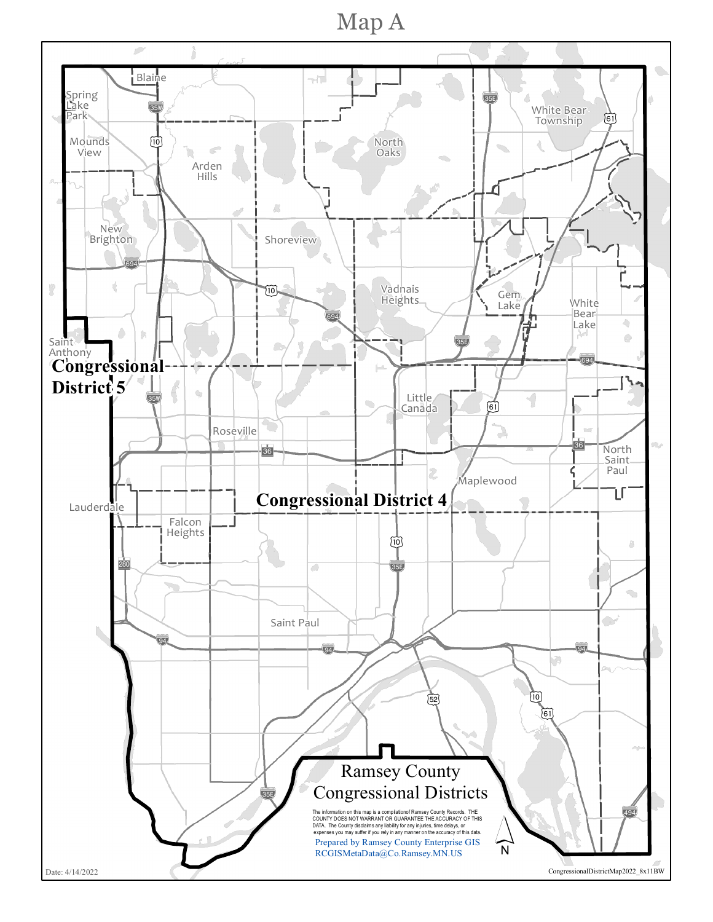# Map A

Blaine

Spring Lake Park

Mounds View

Arden Hills

North Oaks

White Bear Township

New Brighton

Shoreview

Vadnais Heights

Gem Lake

White Bear Lake

Saint Anthony

**Congressional District 5**

Little Canada

Roseville

North Saint Paul

Maplewood

**Congressional District 4**

Lauderdale

Falcon Heights

Saint Paul

## Ramsey County Congressional Districts

The information on this map is a compilationof Ramsey County Records. THE COUNTY DOES NOT WARRANT OR GUARANTEE THE ACCURACY OF THIS DATA. The County disclaims any liability for any injuries, time delays, or expenses you may suffer if you rely in any manner on the accuracy of this data.

Prepared by Ramsey County Enterprise GIS
RCGISMetaData@Co.Ramsey.MN.US

N

Date: 4/14/2022

CongressionalDistrictMap2022_8x11BW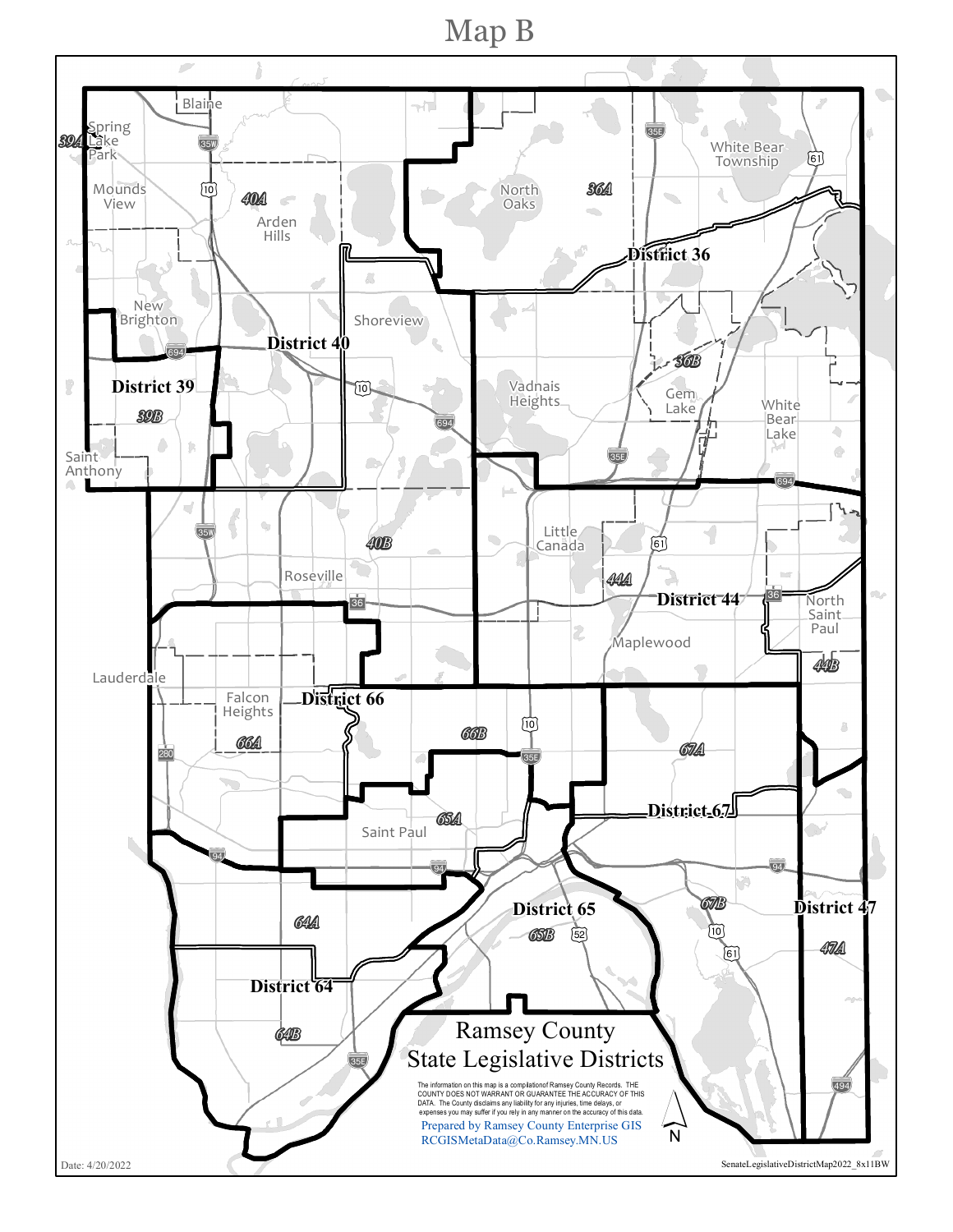# Map B

## Ramsey County State Legislative Districts

The information on this map is a compilationof Ramsey County Records. THE COUNTY DOES NOT WARRANT OR GUARANTEE THE ACCURACY OF THIS DATA. The County disclaims any liability for any injuries, time delays, or expenses you may suffer if you rely in any manner on the accuracy of this data.

Prepared by Ramsey County Enterprise GIS
RCGISMetaData@Co.Ramsey.MN.US

Date: 4/20/2022

SenateLegislativeDistrictMap2022_8x11BW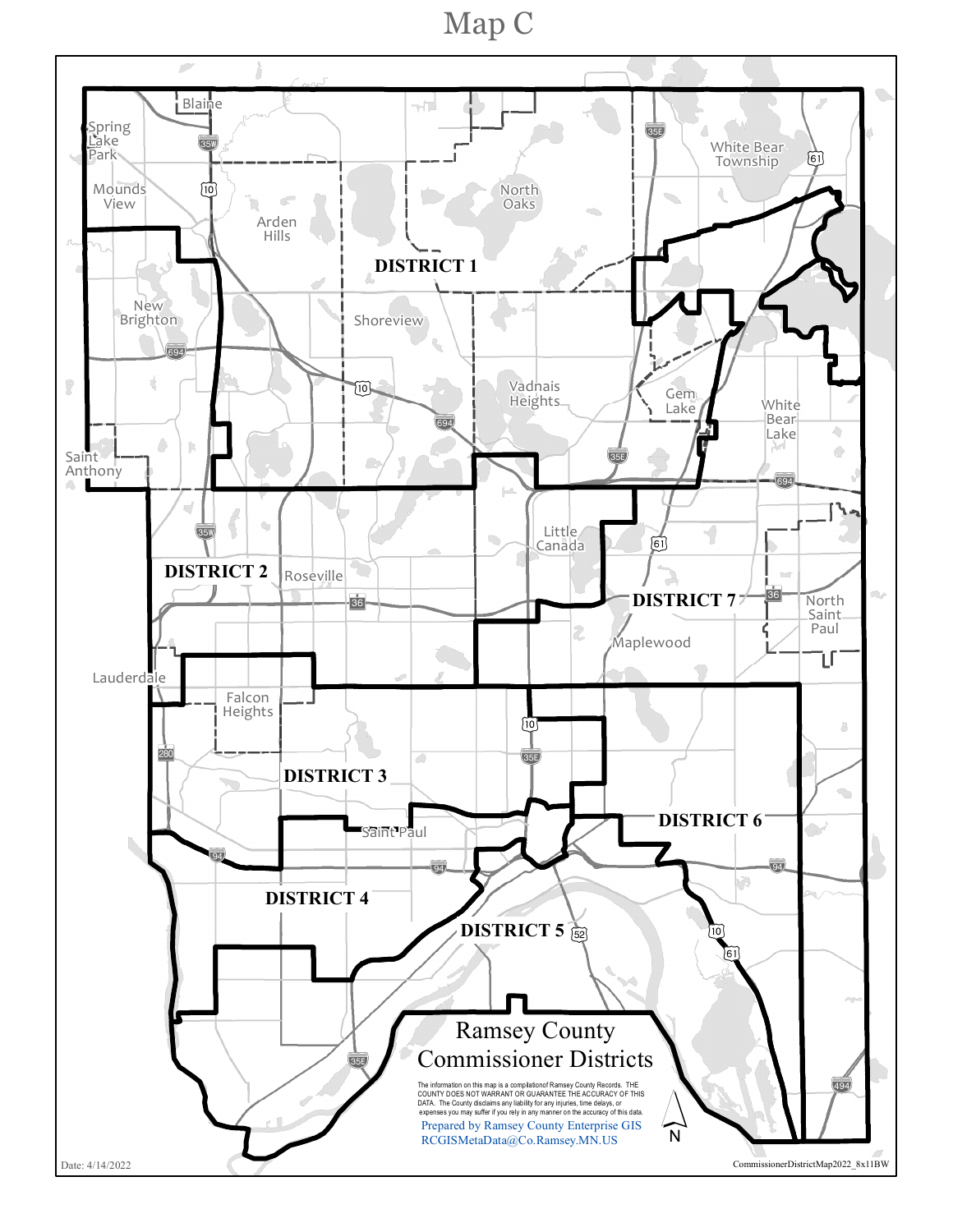# Map C

Blaine

Spring Lake Park

Mounds View

Arden Hills

North Oaks

White Bear Township

New Brighton

Shoreview

Vadnais Heights

Gem Lake

White Bear Lake

Saint Anthony

Little Canada

Roseville

North Saint Paul

Maplewood

Lauderdale

Falcon Heights

Saint Paul

**DISTRICT 1**

**DISTRICT 2**

**DISTRICT 3**

**DISTRICT 4**

**DISTRICT 5**

**DISTRICT 6**

**DISTRICT 7**

35W 35E 10 694 61 36 280 94 52 494

## Ramsey County Commissioner Districts

The information on this map is a compilationof Ramsey County Records. THE COUNTY DOES NOT WARRANT OR GUARANTEE THE ACCURACY OF THIS DATA. The County disclaims any liability for any injuries, time delays, or expenses you may suffer if you rely in any manner on the accuracy of this data.

Prepared by Ramsey County Enterprise GIS
RCGISMetaData@Co.Ramsey.MN.US

N

Date: 4/14/2022

CommissionerDistrictMap2022_8x11BW